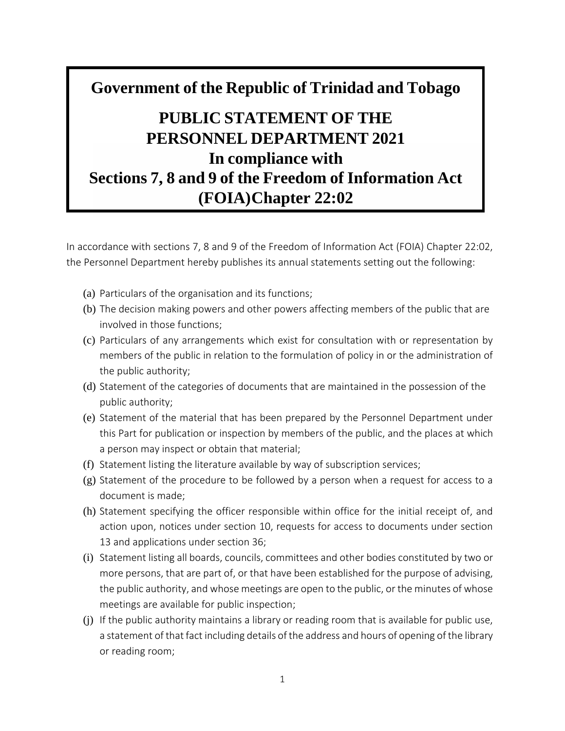# Government of the Republic of Trinidad and Tobago

## PUBLIC STATEMENT OF THE PERSONNEL DEPARTMENT 2021 In compliance with Sections 7, 8 and 9 of the Freedom of Information Act (FOIA)Chapter 22:02

In accordance with sections 7, 8 and 9 of the Freedom of Information Act (FOIA) Chapter 22:02, the Personnel Department hereby publishes its annual statements setting out the following:

(a) Particulars of the organisation and its functions;

(b) The decision making powers and other powers affecting members of the public that are involved in those functions;

(c) Particulars of any arrangements which exist for consultation with or representation by members of the public in relation to the formulation of policy in or the administration of the public authority;

(d) Statement of the categories of documents that are maintained in the possession of the public authority;

(e) Statement of the material that has been prepared by the Personnel Department under this Part for publication or inspection by members of the public, and the places at which a person may inspect or obtain that material;

(f) Statement listing the literature available by way of subscription services;

(g) Statement of the procedure to be followed by a person when a request for access to a document is made;

(h) Statement specifying the officer responsible within office for the initial receipt of, and action upon, notices under section 10, requests for access to documents under section 13 and applications under section 36;

(i) Statement listing all boards, councils, committees and other bodies constituted by two or more persons, that are part of, or that have been established for the purpose of advising, the public authority, and whose meetings are open to the public, or the minutes of whose meetings are available for public inspection;

(j) If the public authority maintains a library or reading room that is available for public use, a statement of that fact including details of the address and hours of opening of the library or reading room;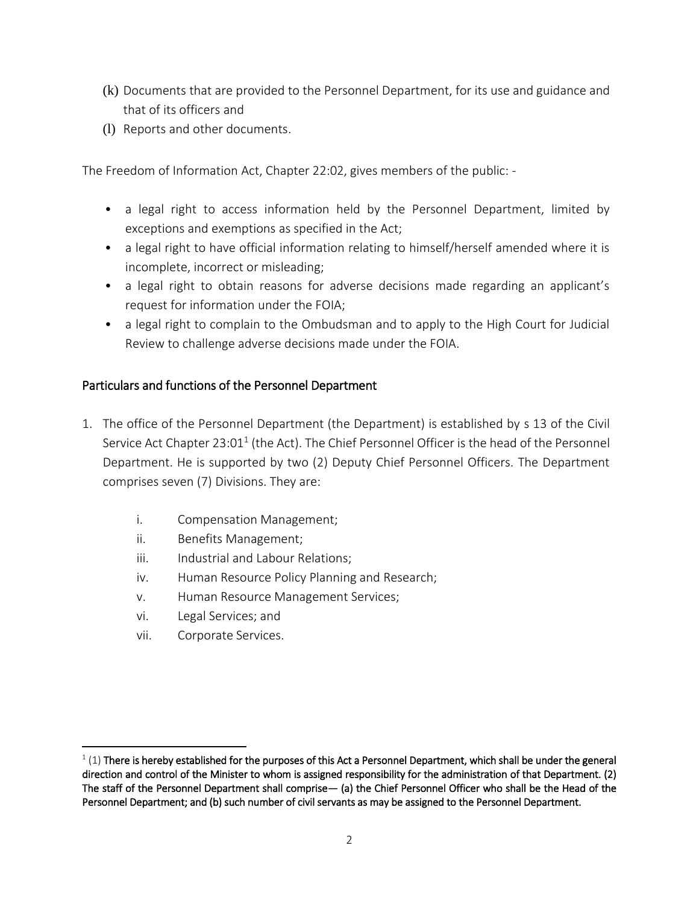(k) Documents that are provided to the Personnel Department, for its use and guidance and that of its officers and
(l) Reports and other documents.

The Freedom of Information Act, Chapter 22:02, gives members of the public: -

- a legal right to access information held by the Personnel Department, limited by exceptions and exemptions as specified in the Act;
- a legal right to have official information relating to himself/herself amended where it is incomplete, incorrect or misleading;
- a legal right to obtain reasons for adverse decisions made regarding an applicant's request for information under the FOIA;
- a legal right to complain to the Ombudsman and to apply to the High Court for Judicial Review to challenge adverse decisions made under the FOIA.

## Particulars and functions of the Personnel Department

1. The office of the Personnel Department (the Department) is established by s 13 of the Civil Service Act Chapter 23:01[1] (the Act). The Chief Personnel Officer is the head of the Personnel Department. He is supported by two (2) Deputy Chief Personnel Officers. The Department comprises seven (7) Divisions. They are:

   i. Compensation Management;
   ii. Benefits Management;
   iii. Industrial and Labour Relations;
   iv. Human Resource Policy Planning and Research;
   v. Human Resource Management Services;
   vi. Legal Services; and
   vii. Corporate Services.

---

[1] (1) **There is hereby established for the purposes of this Act a Personnel Department, which shall be under the general direction and control of the Minister to whom is assigned responsibility for the administration of that Department. (2) The staff of the Personnel Department shall comprise— (a) the Chief Personnel Officer who shall be the Head of the Personnel Department; and (b) such number of civil servants as may be assigned to the Personnel Department.**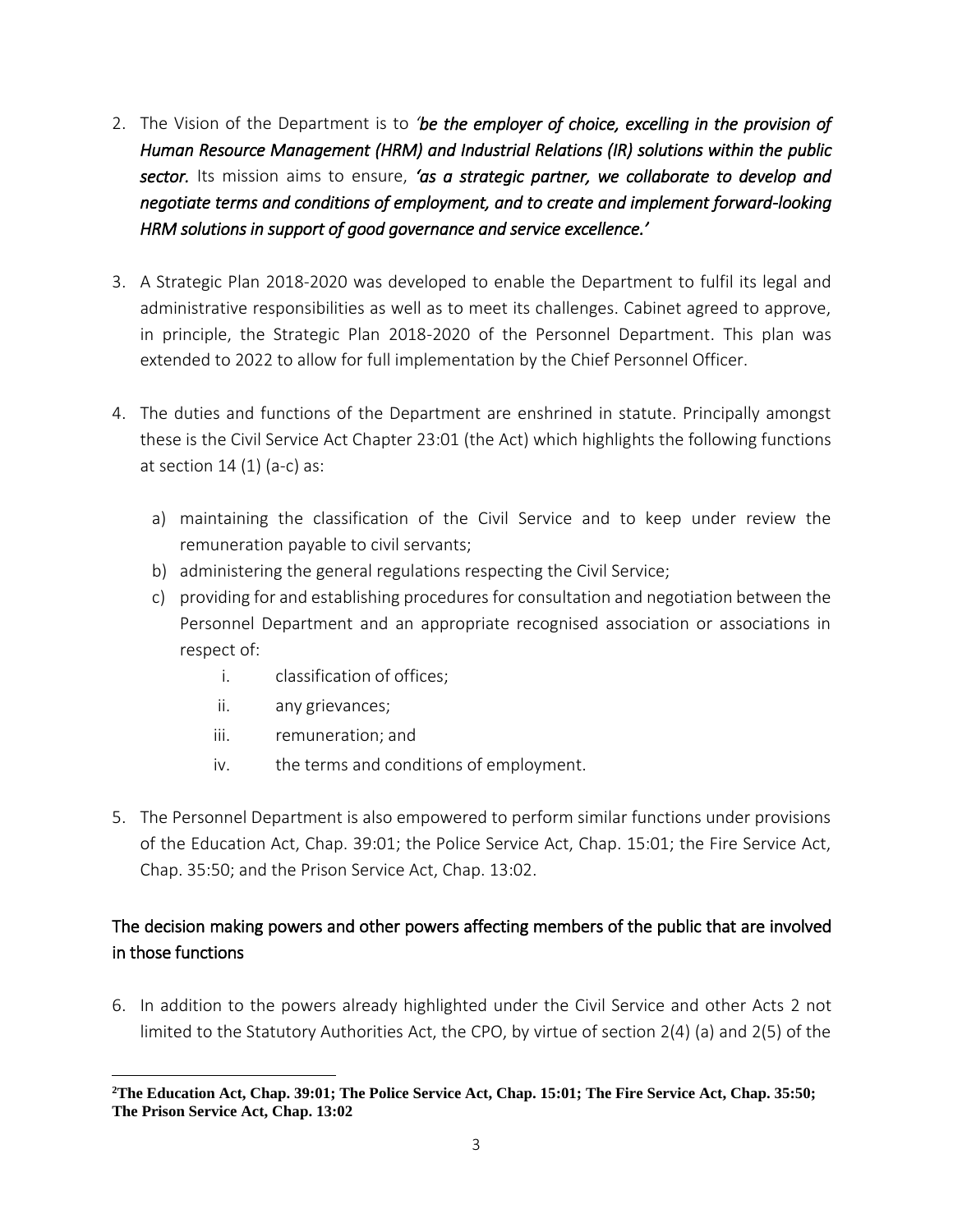2. The Vision of the Department is to *'be the employer of choice, excelling in the provision of Human Resource Management (HRM) and Industrial Relations (IR) solutions within the public sector.* Its mission aims to ensure, *'as a strategic partner, we collaborate to develop and negotiate terms and conditions of employment, and to create and implement forward-looking HRM solutions in support of good governance and service excellence.'*

3. A Strategic Plan 2018-2020 was developed to enable the Department to fulfil its legal and administrative responsibilities as well as to meet its challenges. Cabinet agreed to approve, in principle, the Strategic Plan 2018-2020 of the Personnel Department. This plan was extended to 2022 to allow for full implementation by the Chief Personnel Officer.

4. The duties and functions of the Department are enshrined in statute. Principally amongst these is the Civil Service Act Chapter 23:01 (the Act) which highlights the following functions at section 14 (1) (a-c) as:

   a) maintaining the classification of the Civil Service and to keep under review the remuneration payable to civil servants;
   b) administering the general regulations respecting the Civil Service;
   c) providing for and establishing procedures for consultation and negotiation between the Personnel Department and an appropriate recognised association or associations in respect of:
      i. classification of offices;
      ii. any grievances;
      iii. remuneration; and
      iv. the terms and conditions of employment.

5. The Personnel Department is also empowered to perform similar functions under provisions of the Education Act, Chap. 39:01; the Police Service Act, Chap. 15:01; the Fire Service Act, Chap. 35:50; and the Prison Service Act, Chap. 13:02.

## The decision making powers and other powers affecting members of the public that are involved in those functions

6. In addition to the powers already highlighted under the Civil Service and other Acts [2] not limited to the Statutory Authorities Act, the CPO, by virtue of section 2(4) (a) and 2(5) of the

---

[2] **The Education Act, Chap. 39:01; The Police Service Act, Chap. 15:01; The Fire Service Act, Chap. 35:50; The Prison Service Act, Chap. 13:02**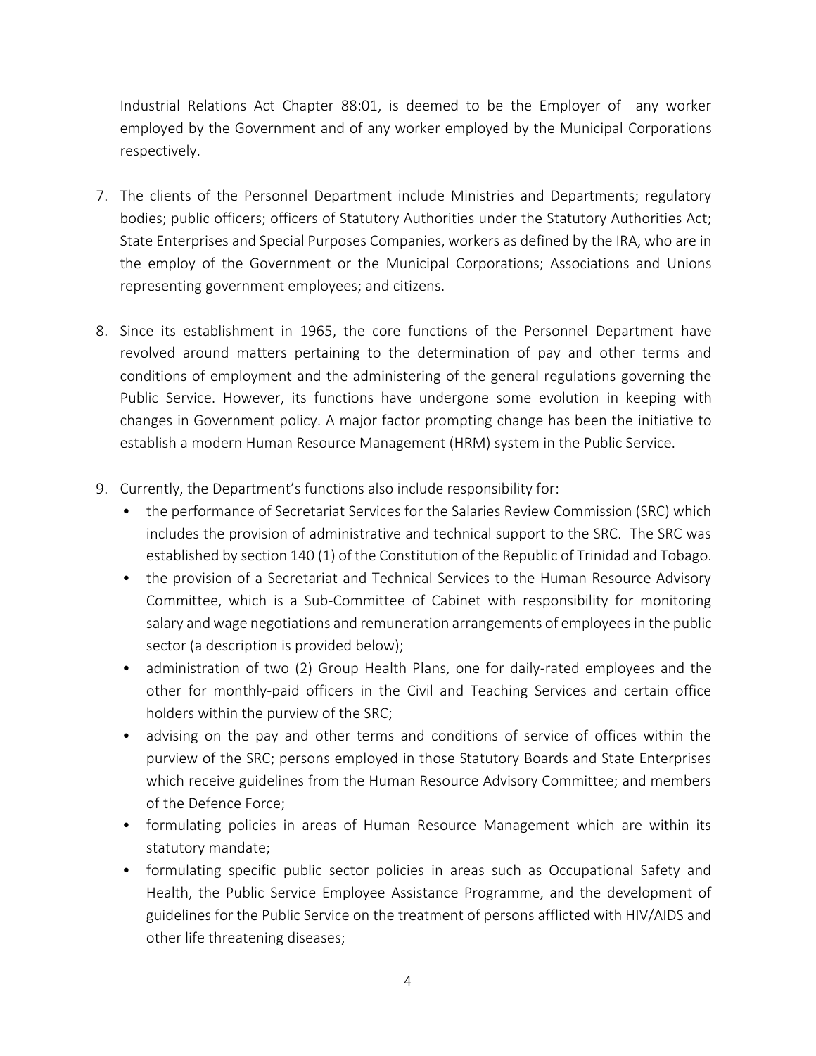Industrial Relations Act Chapter 88:01, is deemed to be the Employer of any worker employed by the Government and of any worker employed by the Municipal Corporations respectively.

7. The clients of the Personnel Department include Ministries and Departments; regulatory bodies; public officers; officers of Statutory Authorities under the Statutory Authorities Act; State Enterprises and Special Purposes Companies, workers as defined by the IRA, who are in the employ of the Government or the Municipal Corporations; Associations and Unions representing government employees; and citizens.

8. Since its establishment in 1965, the core functions of the Personnel Department have revolved around matters pertaining to the determination of pay and other terms and conditions of employment and the administering of the general regulations governing the Public Service. However, its functions have undergone some evolution in keeping with changes in Government policy. A major factor prompting change has been the initiative to establish a modern Human Resource Management (HRM) system in the Public Service.

9. Currently, the Department's functions also include responsibility for:
   - the performance of Secretariat Services for the Salaries Review Commission (SRC) which includes the provision of administrative and technical support to the SRC. The SRC was established by section 140 (1) of the Constitution of the Republic of Trinidad and Tobago.
   - the provision of a Secretariat and Technical Services to the Human Resource Advisory Committee, which is a Sub-Committee of Cabinet with responsibility for monitoring salary and wage negotiations and remuneration arrangements of employees in the public sector (a description is provided below);
   - administration of two (2) Group Health Plans, one for daily-rated employees and the other for monthly-paid officers in the Civil and Teaching Services and certain office holders within the purview of the SRC;
   - advising on the pay and other terms and conditions of service of offices within the purview of the SRC; persons employed in those Statutory Boards and State Enterprises which receive guidelines from the Human Resource Advisory Committee; and members of the Defence Force;
   - formulating policies in areas of Human Resource Management which are within its statutory mandate;
   - formulating specific public sector policies in areas such as Occupational Safety and Health, the Public Service Employee Assistance Programme, and the development of guidelines for the Public Service on the treatment of persons afflicted with HIV/AIDS and other life threatening diseases;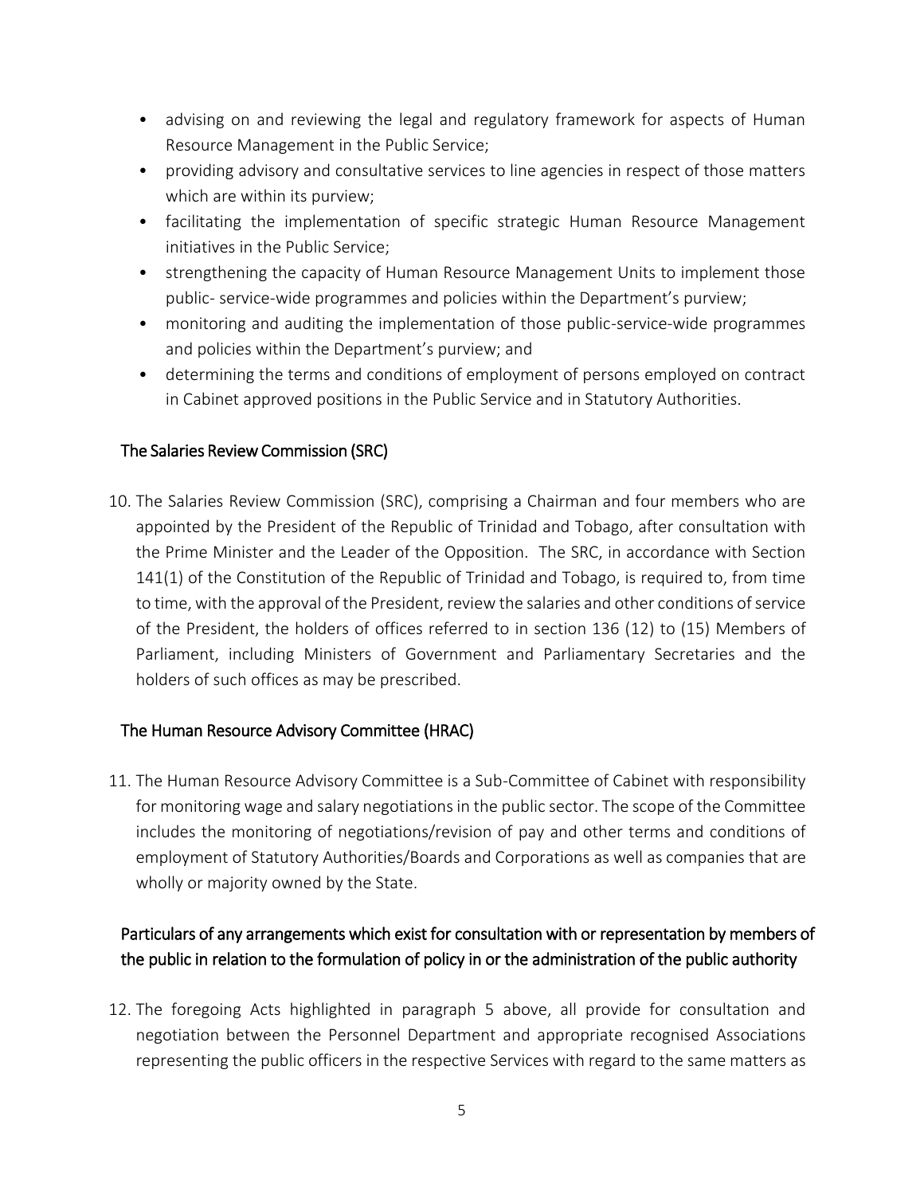- advising on and reviewing the legal and regulatory framework for aspects of Human Resource Management in the Public Service;
- providing advisory and consultative services to line agencies in respect of those matters which are within its purview;
- facilitating the implementation of specific strategic Human Resource Management initiatives in the Public Service;
- strengthening the capacity of Human Resource Management Units to implement those public- service-wide programmes and policies within the Department's purview;
- monitoring and auditing the implementation of those public-service-wide programmes and policies within the Department's purview; and
- determining the terms and conditions of employment of persons employed on contract in Cabinet approved positions in the Public Service and in Statutory Authorities.

## The Salaries Review Commission (SRC)

10. The Salaries Review Commission (SRC), comprising a Chairman and four members who are appointed by the President of the Republic of Trinidad and Tobago, after consultation with the Prime Minister and the Leader of the Opposition. The SRC, in accordance with Section 141(1) of the Constitution of the Republic of Trinidad and Tobago, is required to, from time to time, with the approval of the President, review the salaries and other conditions of service of the President, the holders of offices referred to in section 136 (12) to (15) Members of Parliament, including Ministers of Government and Parliamentary Secretaries and the holders of such offices as may be prescribed.

## The Human Resource Advisory Committee (HRAC)

11. The Human Resource Advisory Committee is a Sub-Committee of Cabinet with responsibility for monitoring wage and salary negotiations in the public sector. The scope of the Committee includes the monitoring of negotiations/revision of pay and other terms and conditions of employment of Statutory Authorities/Boards and Corporations as well as companies that are wholly or majority owned by the State.

## Particulars of any arrangements which exist for consultation with or representation by members of the public in relation to the formulation of policy in or the administration of the public authority

12. The foregoing Acts highlighted in paragraph 5 above, all provide for consultation and negotiation between the Personnel Department and appropriate recognised Associations representing the public officers in the respective Services with regard to the same matters as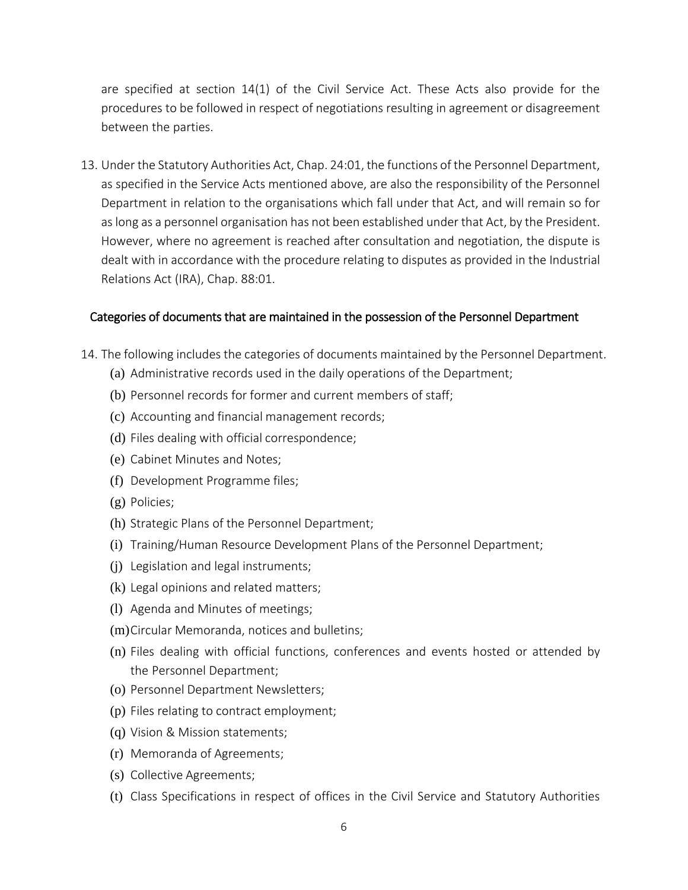are specified at section 14(1) of the Civil Service Act. These Acts also provide for the procedures to be followed in respect of negotiations resulting in agreement or disagreement between the parties.

13. Under the Statutory Authorities Act, Chap. 24:01, the functions of the Personnel Department, as specified in the Service Acts mentioned above, are also the responsibility of the Personnel Department in relation to the organisations which fall under that Act, and will remain so for as long as a personnel organisation has not been established under that Act, by the President. However, where no agreement is reached after consultation and negotiation, the dispute is dealt with in accordance with the procedure relating to disputes as provided in the Industrial Relations Act (IRA), Chap. 88:01.

## Categories of documents that are maintained in the possession of the Personnel Department

14. The following includes the categories of documents maintained by the Personnel Department.
    (a) Administrative records used in the daily operations of the Department;
    (b) Personnel records for former and current members of staff;
    (c) Accounting and financial management records;
    (d) Files dealing with official correspondence;
    (e) Cabinet Minutes and Notes;
    (f) Development Programme files;
    (g) Policies;
    (h) Strategic Plans of the Personnel Department;
    (i) Training/Human Resource Development Plans of the Personnel Department;
    (j) Legislation and legal instruments;
    (k) Legal opinions and related matters;
    (l) Agenda and Minutes of meetings;
    (m) Circular Memoranda, notices and bulletins;
    (n) Files dealing with official functions, conferences and events hosted or attended by the Personnel Department;
    (o) Personnel Department Newsletters;
    (p) Files relating to contract employment;
    (q) Vision & Mission statements;
    (r) Memoranda of Agreements;
    (s) Collective Agreements;
    (t) Class Specifications in respect of offices in the Civil Service and Statutory Authorities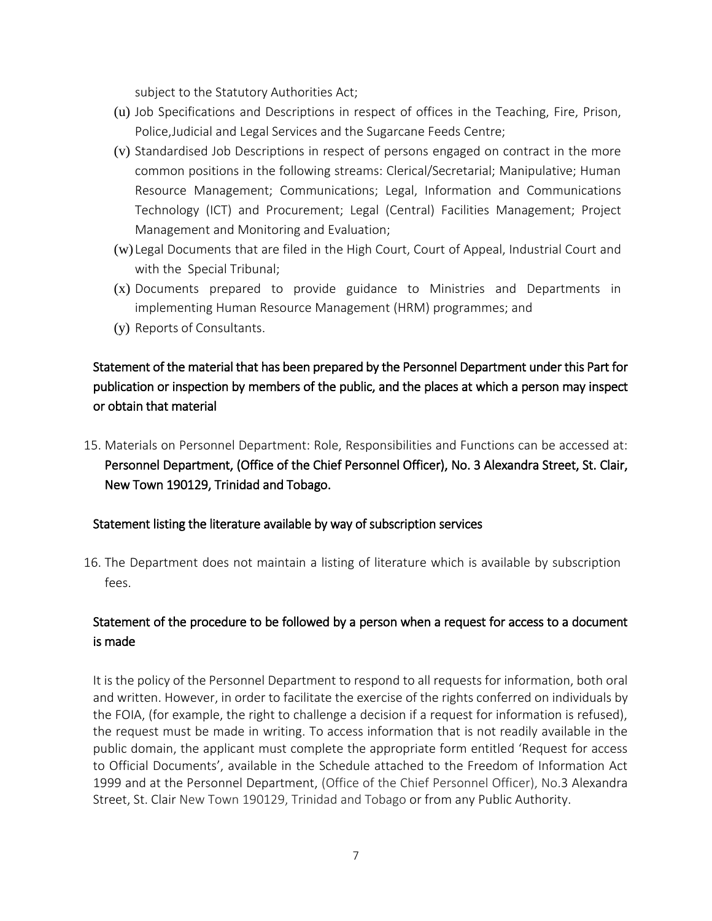subject to the Statutory Authorities Act;

(u) Job Specifications and Descriptions in respect of offices in the Teaching, Fire, Prison, Police,Judicial and Legal Services and the Sugarcane Feeds Centre;

(v) Standardised Job Descriptions in respect of persons engaged on contract in the more common positions in the following streams: Clerical/Secretarial; Manipulative; Human Resource Management; Communications; Legal, Information and Communications Technology (ICT) and Procurement; Legal (Central) Facilities Management; Project Management and Monitoring and Evaluation;

(w) Legal Documents that are filed in the High Court, Court of Appeal, Industrial Court and with the Special Tribunal;

(x) Documents prepared to provide guidance to Ministries and Departments in implementing Human Resource Management (HRM) programmes; and

(y) Reports of Consultants.

## Statement of the material that has been prepared by the Personnel Department under this Part for publication or inspection by members of the public, and the places at which a person may inspect or obtain that material

15. Materials on Personnel Department: Role, Responsibilities and Functions can be accessed at: **Personnel Department, (Office of the Chief Personnel Officer), No. 3 Alexandra Street, St. Clair, New Town 190129, Trinidad and Tobago.**

## Statement listing the literature available by way of subscription services

16. The Department does not maintain a listing of literature which is available by subscription fees.

## Statement of the procedure to be followed by a person when a request for access to a document is made

It is the policy of the Personnel Department to respond to all requests for information, both oral and written. However, in order to facilitate the exercise of the rights conferred on individuals by the FOIA, (for example, the right to challenge a decision if a request for information is refused), the request must be made in writing. To access information that is not readily available in the public domain, the applicant must complete the appropriate form entitled 'Request for access to Official Documents', available in the Schedule attached to the Freedom of Information Act 1999 and at the Personnel Department, (Office of the Chief Personnel Officer), No.3 Alexandra Street, St. Clair New Town 190129, Trinidad and Tobago or from any Public Authority.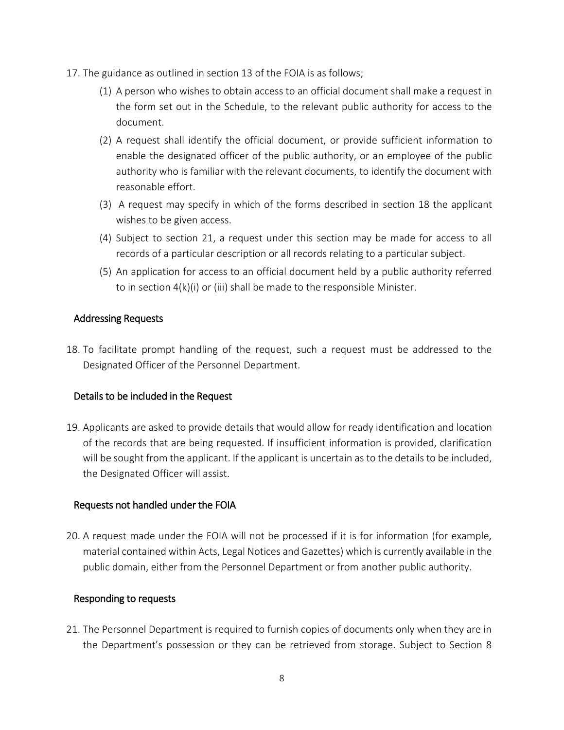17. The guidance as outlined in section 13 of the FOIA is as follows;

    (1) A person who wishes to obtain access to an official document shall make a request in the form set out in the Schedule, to the relevant public authority for access to the document.

    (2) A request shall identify the official document, or provide sufficient information to enable the designated officer of the public authority, or an employee of the public authority who is familiar with the relevant documents, to identify the document with reasonable effort.

    (3) A request may specify in which of the forms described in section 18 the applicant wishes to be given access.

    (4) Subject to section 21, a request under this section may be made for access to all records of a particular description or all records relating to a particular subject.

    (5) An application for access to an official document held by a public authority referred to in section 4(k)(i) or (iii) shall be made to the responsible Minister.

## Addressing Requests

18. To facilitate prompt handling of the request, such a request must be addressed to the Designated Officer of the Personnel Department.

## Details to be included in the Request

19. Applicants are asked to provide details that would allow for ready identification and location of the records that are being requested. If insufficient information is provided, clarification will be sought from the applicant. If the applicant is uncertain as to the details to be included, the Designated Officer will assist.

## Requests not handled under the FOIA

20. A request made under the FOIA will not be processed if it is for information (for example, material contained within Acts, Legal Notices and Gazettes) which is currently available in the public domain, either from the Personnel Department or from another public authority.

## Responding to requests

21. The Personnel Department is required to furnish copies of documents only when they are in the Department's possession or they can be retrieved from storage. Subject to Section 8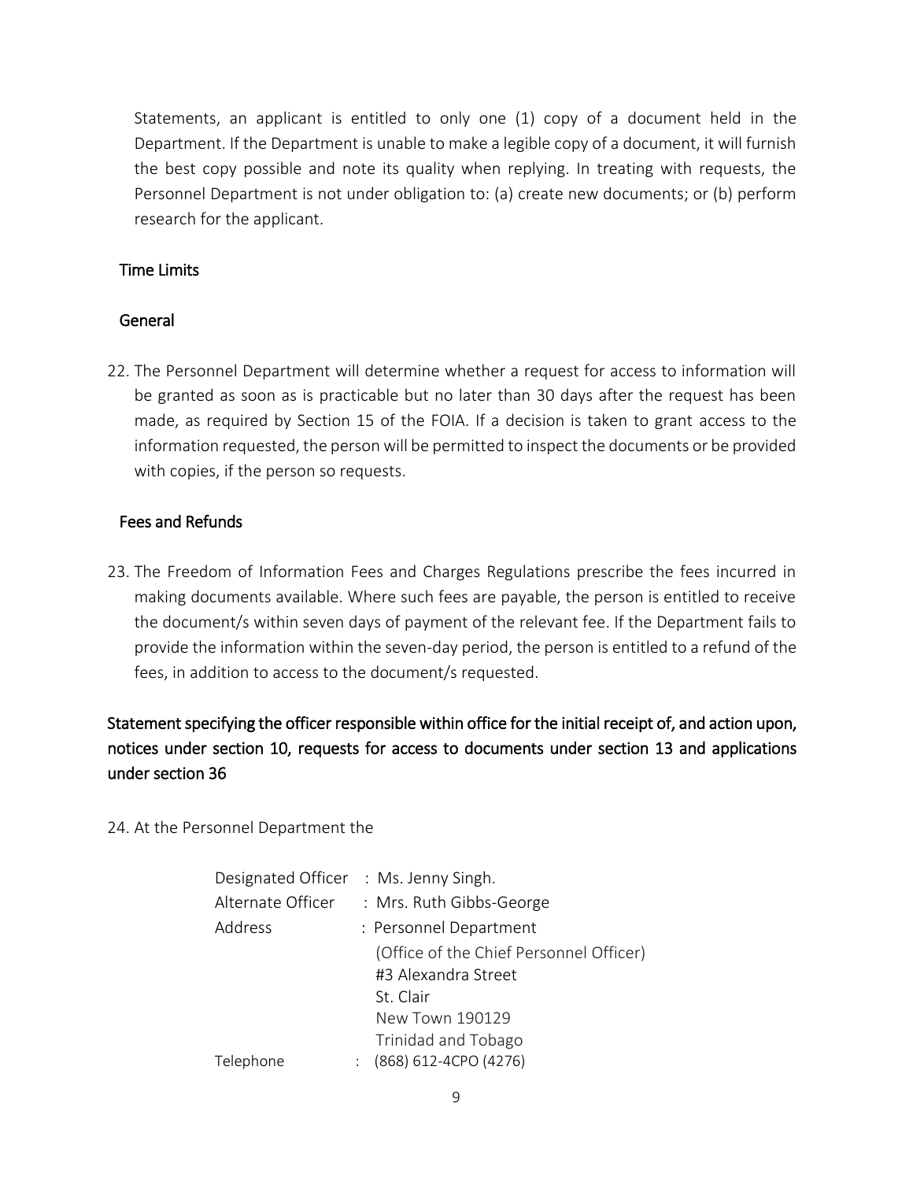Statements, an applicant is entitled to only one (1) copy of a document held in the Department. If the Department is unable to make a legible copy of a document, it will furnish the best copy possible and note its quality when replying. In treating with requests, the Personnel Department is not under obligation to: (a) create new documents; or (b) perform research for the applicant.

### Time Limits

### General

22. The Personnel Department will determine whether a request for access to information will be granted as soon as is practicable but no later than 30 days after the request has been made, as required by Section 15 of the FOIA. If a decision is taken to grant access to the information requested, the person will be permitted to inspect the documents or be provided with copies, if the person so requests.

### Fees and Refunds

23. The Freedom of Information Fees and Charges Regulations prescribe the fees incurred in making documents available. Where such fees are payable, the person is entitled to receive the document/s within seven days of payment of the relevant fee. If the Department fails to provide the information within the seven-day period, the person is entitled to a refund of the fees, in addition to access to the document/s requested.

## Statement specifying the officer responsible within office for the initial receipt of, and action upon, notices under section 10, requests for access to documents under section 13 and applications under section 36

24. At the Personnel Department the

| | |
|---|---|
| Designated Officer | : Ms. Jenny Singh. |
| Alternate Officer | : Mrs. Ruth Gibbs-George |
| Address | : Personnel Department<br>(Office of the Chief Personnel Officer)<br>#3 Alexandra Street<br>St. Clair<br>New Town 190129<br>Trinidad and Tobago |
| Telephone | : (868) 612-4CPO (4276) |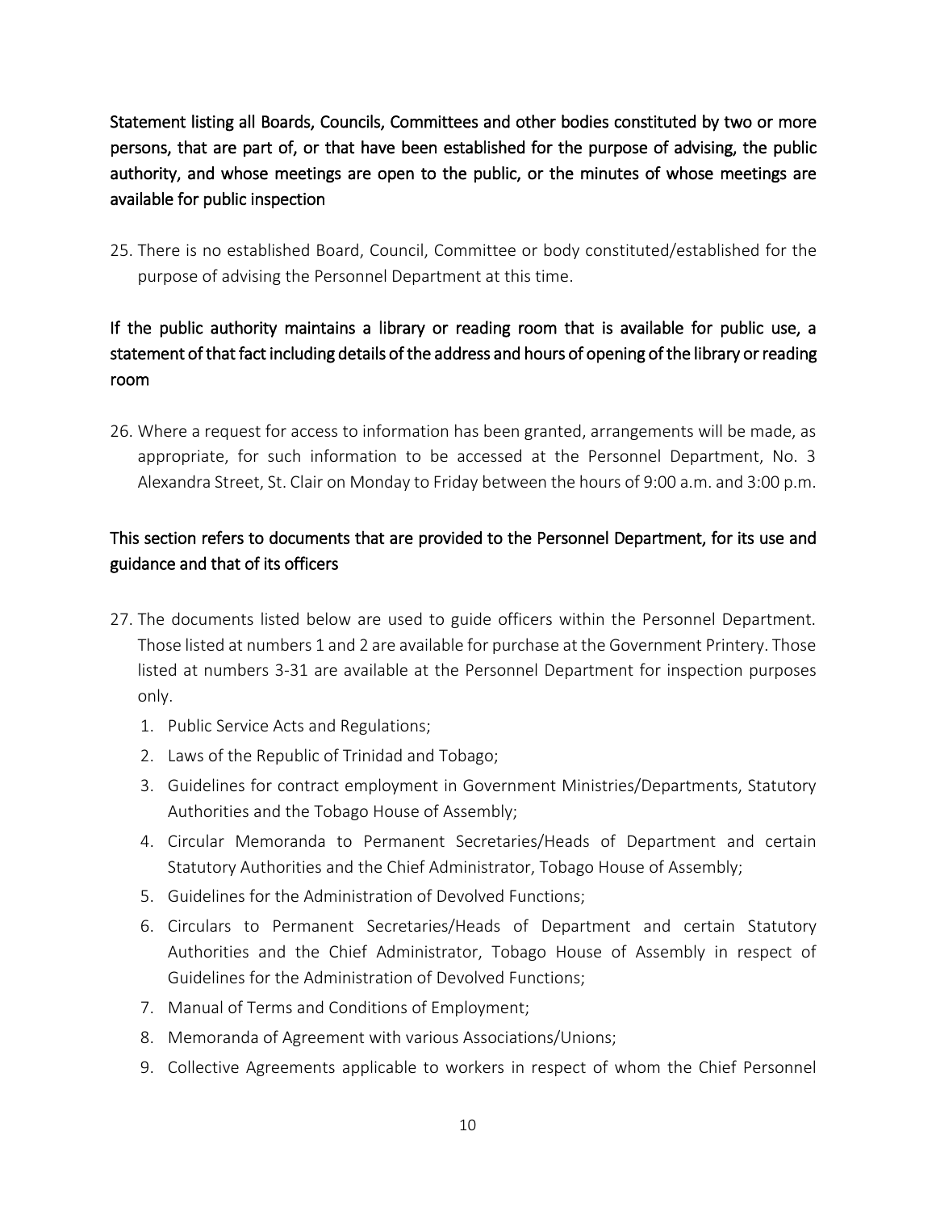## Statement listing all Boards, Councils, Committees and other bodies constituted by two or more persons, that are part of, or that have been established for the purpose of advising, the public authority, and whose meetings are open to the public, or the minutes of whose meetings are available for public inspection

25. There is no established Board, Council, Committee or body constituted/established for the purpose of advising the Personnel Department at this time.

## If the public authority maintains a library or reading room that is available for public use, a statement of that fact including details of the address and hours of opening of the library or reading room

26. Where a request for access to information has been granted, arrangements will be made, as appropriate, for such information to be accessed at the Personnel Department, No. 3 Alexandra Street, St. Clair on Monday to Friday between the hours of 9:00 a.m. and 3:00 p.m.

## This section refers to documents that are provided to the Personnel Department, for its use and guidance and that of its officers

27. The documents listed below are used to guide officers within the Personnel Department. Those listed at numbers 1 and 2 are available for purchase at the Government Printery. Those listed at numbers 3-31 are available at the Personnel Department for inspection purposes only.
    1. Public Service Acts and Regulations;
    2. Laws of the Republic of Trinidad and Tobago;
    3. Guidelines for contract employment in Government Ministries/Departments, Statutory Authorities and the Tobago House of Assembly;
    4. Circular Memoranda to Permanent Secretaries/Heads of Department and certain Statutory Authorities and the Chief Administrator, Tobago House of Assembly;
    5. Guidelines for the Administration of Devolved Functions;
    6. Circulars to Permanent Secretaries/Heads of Department and certain Statutory Authorities and the Chief Administrator, Tobago House of Assembly in respect of Guidelines for the Administration of Devolved Functions;
    7. Manual of Terms and Conditions of Employment;
    8. Memoranda of Agreement with various Associations/Unions;
    9. Collective Agreements applicable to workers in respect of whom the Chief Personnel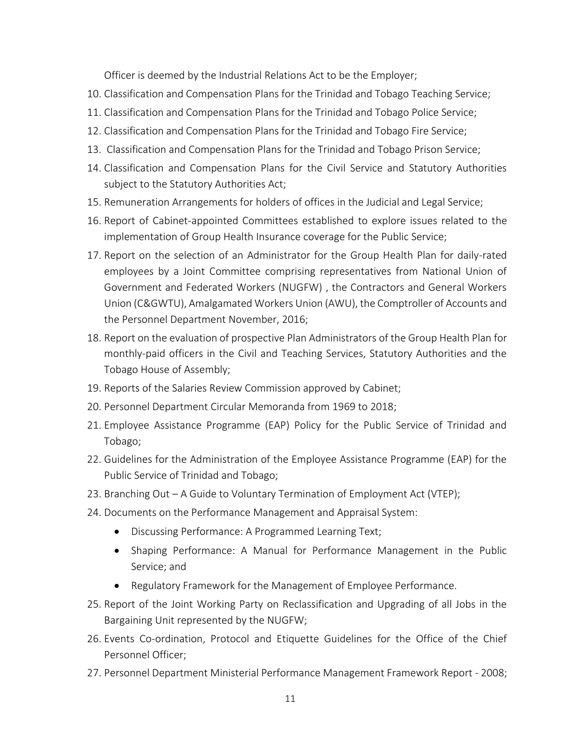Officer is deemed by the Industrial Relations Act to be the Employer;

10. Classification and Compensation Plans for the Trinidad and Tobago Teaching Service;
11. Classification and Compensation Plans for the Trinidad and Tobago Police Service;
12. Classification and Compensation Plans for the Trinidad and Tobago Fire Service;
13. Classification and Compensation Plans for the Trinidad and Tobago Prison Service;
14. Classification and Compensation Plans for the Civil Service and Statutory Authorities subject to the Statutory Authorities Act;
15. Remuneration Arrangements for holders of offices in the Judicial and Legal Service;
16. Report of Cabinet-appointed Committees established to explore issues related to the implementation of Group Health Insurance coverage for the Public Service;
17. Report on the selection of an Administrator for the Group Health Plan for daily-rated employees by a Joint Committee comprising representatives from National Union of Government and Federated Workers (NUGFW) , the Contractors and General Workers Union (C&GWTU), Amalgamated Workers Union (AWU), the Comptroller of Accounts and the Personnel Department November, 2016;
18. Report on the evaluation of prospective Plan Administrators of the Group Health Plan for monthly-paid officers in the Civil and Teaching Services, Statutory Authorities and the Tobago House of Assembly;
19. Reports of the Salaries Review Commission approved by Cabinet;
20. Personnel Department Circular Memoranda from 1969 to 2018;
21. Employee Assistance Programme (EAP) Policy for the Public Service of Trinidad and Tobago;
22. Guidelines for the Administration of the Employee Assistance Programme (EAP) for the Public Service of Trinidad and Tobago;
23. Branching Out – A Guide to Voluntary Termination of Employment Act (VTEP);
24. Documents on the Performance Management and Appraisal System:
    - Discussing Performance: A Programmed Learning Text;
    - Shaping Performance: A Manual for Performance Management in the Public Service; and
    - Regulatory Framework for the Management of Employee Performance.
25. Report of the Joint Working Party on Reclassification and Upgrading of all Jobs in the Bargaining Unit represented by the NUGFW;
26. Events Co-ordination, Protocol and Etiquette Guidelines for the Office of the Chief Personnel Officer;
27. Personnel Department Ministerial Performance Management Framework Report - 2008;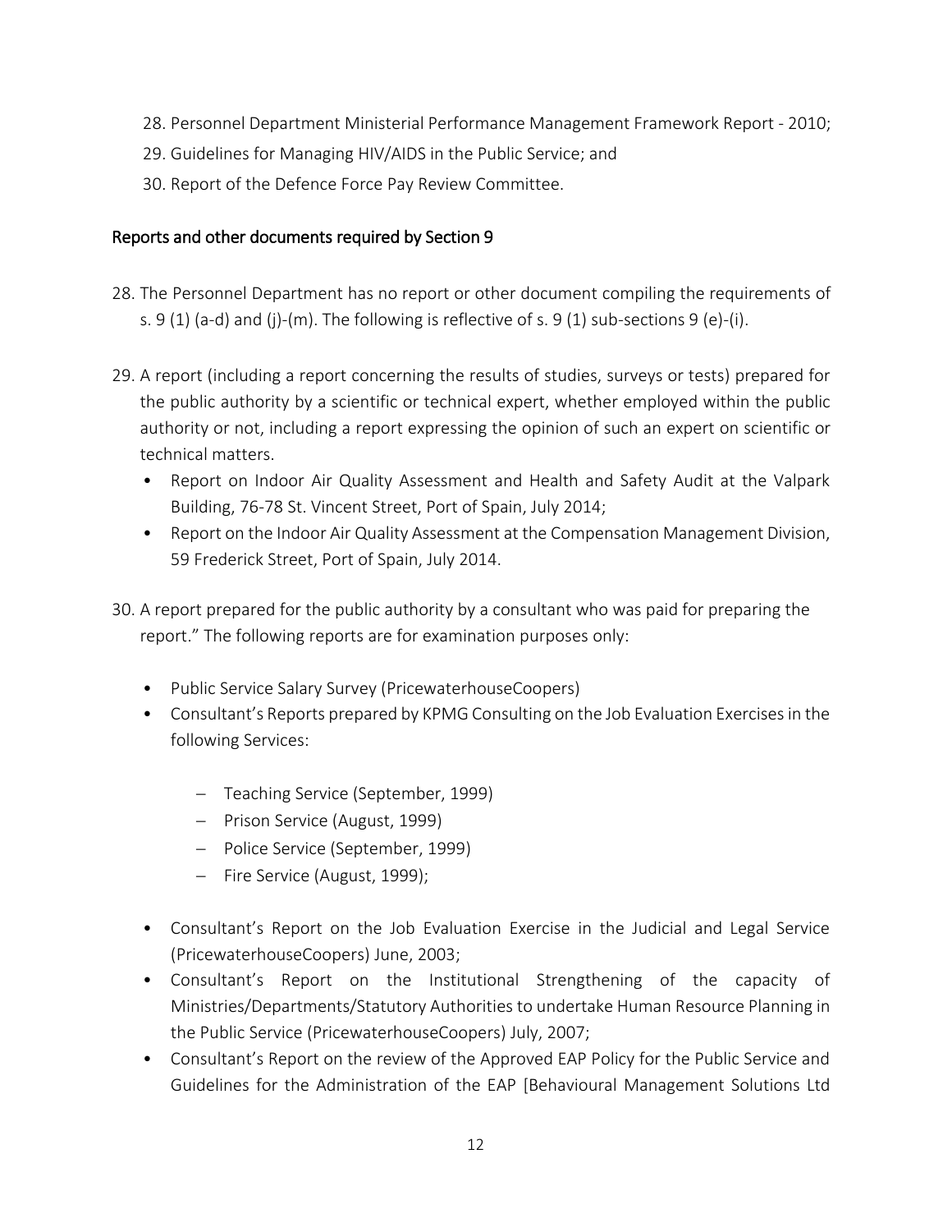28. Personnel Department Ministerial Performance Management Framework Report - 2010;
29. Guidelines for Managing HIV/AIDS in the Public Service; and
30. Report of the Defence Force Pay Review Committee.

## Reports and other documents required by Section 9

28. The Personnel Department has no report or other document compiling the requirements of s. 9 (1) (a-d) and (j)-(m). The following is reflective of s. 9 (1) sub-sections 9 (e)-(i).

29. A report (including a report concerning the results of studies, surveys or tests) prepared for the public authority by a scientific or technical expert, whether employed within the public authority or not, including a report expressing the opinion of such an expert on scientific or technical matters.
   - Report on Indoor Air Quality Assessment and Health and Safety Audit at the Valpark Building, 76-78 St. Vincent Street, Port of Spain, July 2014;
   - Report on the Indoor Air Quality Assessment at the Compensation Management Division, 59 Frederick Street, Port of Spain, July 2014.

30. A report prepared for the public authority by a consultant who was paid for preparing the report." The following reports are for examination purposes only:

   - Public Service Salary Survey (PricewaterhouseCoopers)
   - Consultant's Reports prepared by KPMG Consulting on the Job Evaluation Exercises in the following Services:

     - Teaching Service (September, 1999)
     - Prison Service (August, 1999)
     - Police Service (September, 1999)
     - Fire Service (August, 1999);

   - Consultant's Report on the Job Evaluation Exercise in the Judicial and Legal Service (PricewaterhouseCoopers) June, 2003;
   - Consultant's Report on the Institutional Strengthening of the capacity of Ministries/Departments/Statutory Authorities to undertake Human Resource Planning in the Public Service (PricewaterhouseCoopers) July, 2007;
   - Consultant's Report on the review of the Approved EAP Policy for the Public Service and Guidelines for the Administration of the EAP [Behavioural Management Solutions Ltd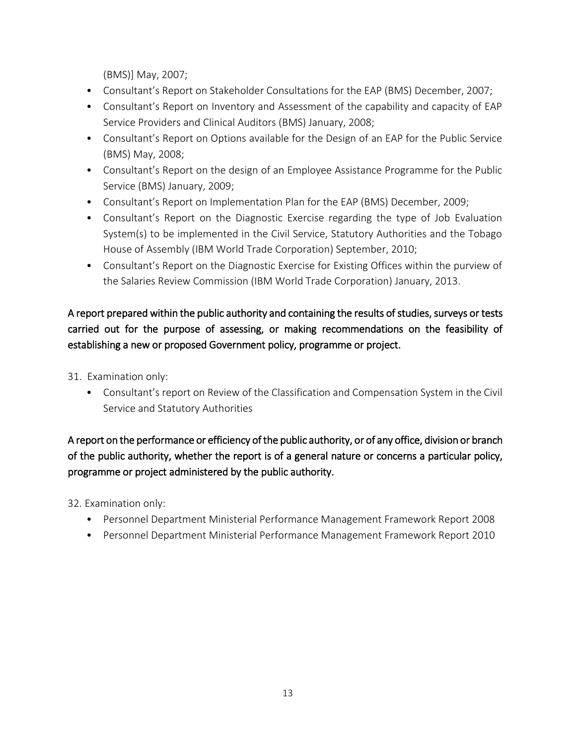(BMS)] May, 2007;

- Consultant's Report on Stakeholder Consultations for the EAP (BMS) December, 2007;
- Consultant's Report on Inventory and Assessment of the capability and capacity of EAP Service Providers and Clinical Auditors (BMS) January, 2008;
- Consultant's Report on Options available for the Design of an EAP for the Public Service (BMS) May, 2008;
- Consultant's Report on the design of an Employee Assistance Programme for the Public Service (BMS) January, 2009;
- Consultant's Report on Implementation Plan for the EAP (BMS) December, 2009;
- Consultant's Report on the Diagnostic Exercise regarding the type of Job Evaluation System(s) to be implemented in the Civil Service, Statutory Authorities and the Tobago House of Assembly (IBM World Trade Corporation) September, 2010;
- Consultant's Report on the Diagnostic Exercise for Existing Offices within the purview of the Salaries Review Commission (IBM World Trade Corporation) January, 2013.

**A report prepared within the public authority and containing the results of studies, surveys or tests carried out for the purpose of assessing, or making recommendations on the feasibility of establishing a new or proposed Government policy, programme or project.**

31. Examination only:
    - Consultant's report on Review of the Classification and Compensation System in the Civil Service and Statutory Authorities

**A report on the performance or efficiency of the public authority, or of any office, division or branch of the public authority, whether the report is of a general nature or concerns a particular policy, programme or project administered by the public authority.**

32. Examination only:
    - Personnel Department Ministerial Performance Management Framework Report 2008
    - Personnel Department Ministerial Performance Management Framework Report 2010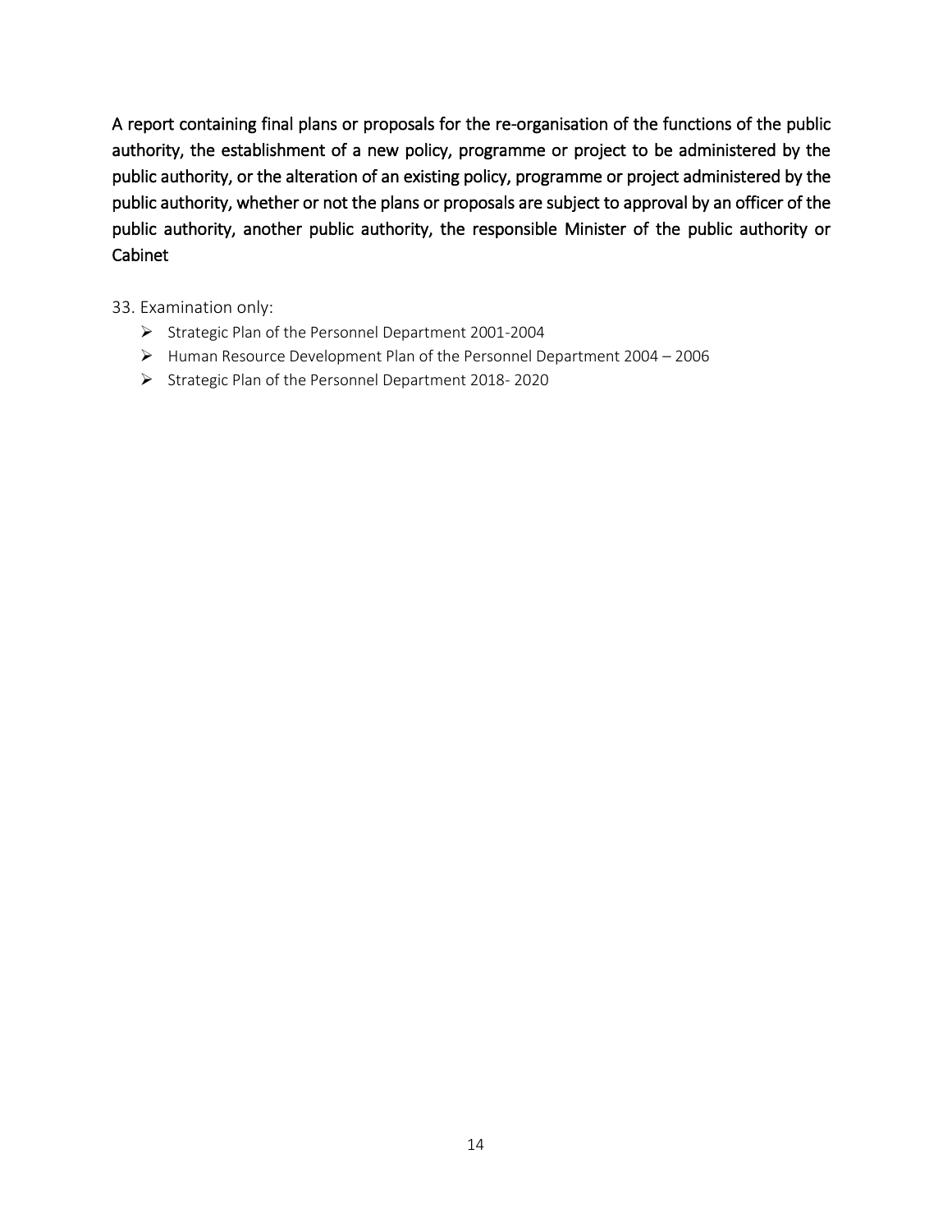**A report containing final plans or proposals for the re-organisation of the functions of the public authority, the establishment of a new policy, programme or project to be administered by the public authority, or the alteration of an existing policy, programme or project administered by the public authority, whether or not the plans or proposals are subject to approval by an officer of the public authority, another public authority, the responsible Minister of the public authority or Cabinet**

33. Examination only:

- Strategic Plan of the Personnel Department 2001-2004
- Human Resource Development Plan of the Personnel Department 2004 – 2006
- Strategic Plan of the Personnel Department 2018- 2020